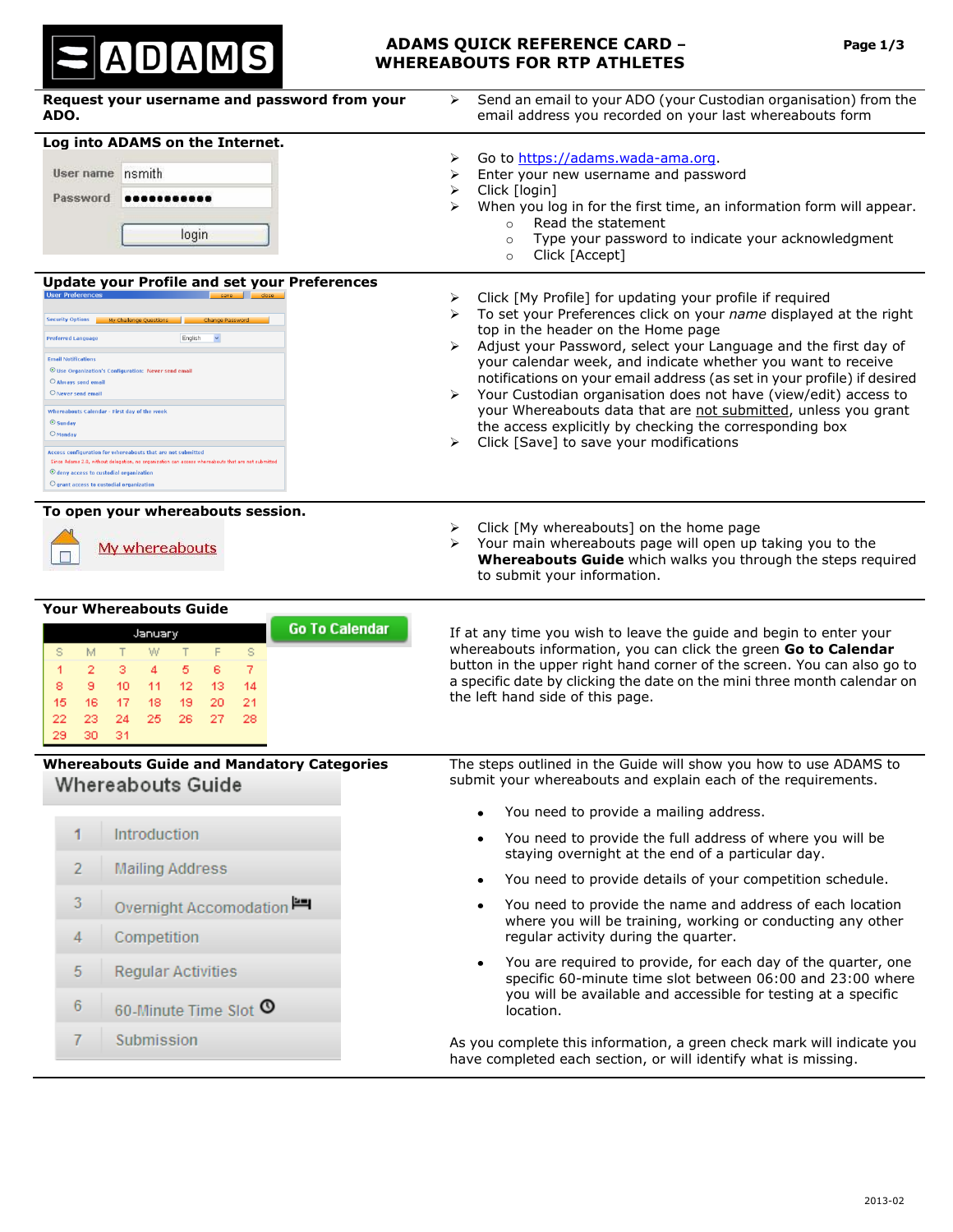# ADAMS QUICK REFERENCE CARD – WHEREABOUTS FOR RTP ATHLETES

**Request your username and password from your ADO.**

- Send an email to your ADO (your Custodian organisation) from the email address you recorded on your last whereabouts form

**Log into ADAMS on the Internet.**

- Go to https://adams.wada-ama.org.
- Enter your new username and password
- Click [login]
- When you log in for the first time, an information form will appear.
  - Read the statement
  - Type your password to indicate your acknowledgment
  - Click [Accept]

**Update your Profile and set your Preferences**

- Click [My Profile] for updating your profile if required
- To set your Preferences click on your *name* displayed at the right top in the header on the Home page
- Adjust your Password, select your Language and the first day of your calendar week, and indicate whether you want to receive notifications on your email address (as set in your profile) if desired
- Your Custodian organisation does not have (view/edit) access to your Whereabouts data that are not submitted, unless you grant the access explicitly by checking the corresponding box
- Click [Save] to save your modifications

**To open your whereabouts session.**

- Click [My whereabouts] on the home page
- Your main whereabouts page will open up taking you to the **Whereabouts Guide** which walks you through the steps required to submit your information.

**Your Whereabouts Guide**

If at any time you wish to leave the guide and begin to enter your whereabouts information, you can click the green **Go to Calendar** button in the upper right hand corner of the screen. You can also go to a specific date by clicking the date on the mini three month calendar on the left hand side of this page.

**Whereabouts Guide and Mandatory Categories**

Whereabouts Guide

1. Introduction
2. Mailing Address
3. Overnight Accomodation
4. Competition
5. Regular Activities
6. 60-Minute Time Slot
7. Submission

The steps outlined in the Guide will show you how to use ADAMS to submit your whereabouts and explain each of the requirements.

- You need to provide a mailing address.
- You need to provide the full address of where you will be staying overnight at the end of a particular day.
- You need to provide details of your competition schedule.
- You need to provide the name and address of each location where you will be training, working or conducting any other regular activity during the quarter.
- You are required to provide, for each day of the quarter, one specific 60-minute time slot between 06:00 and 23:00 where you will be available and accessible for testing at a specific location.

As you complete this information, a green check mark will indicate you have completed each section, or will identify what is missing.

2013-02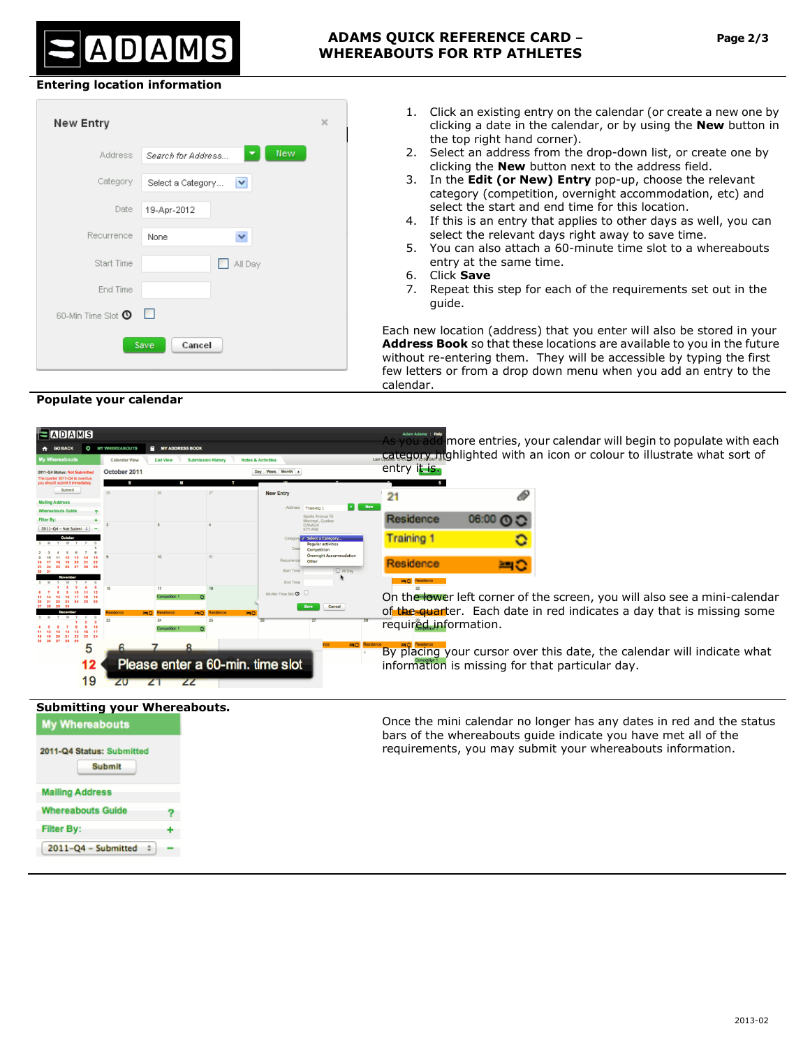## Entering location information

1. Click an existing entry on the calendar (or create a new one by clicking a date in the calendar, or by using the **New** button in the top right hand corner).
2. Select an address from the drop-down list, or create one by clicking the **New** button next to the address field.
3. In the **Edit (or New) Entry** pop-up, choose the relevant category (competition, overnight accommodation, etc) and select the start and end time for this location.
4. If this is an entry that applies to other days as well, you can select the relevant days right away to save time.
5. You can also attach a 60-minute time slot to a whereabouts entry at the same time.
6. Click **Save**
7. Repeat this step for each of the requirements set out in the guide.

Each new location (address) that you enter will also be stored in your **Address Book** so that these locations are available to you in the future without re-entering them. They will be accessible by typing the first few letters or from a drop down menu when you add an entry to the calendar.

## Populate your calendar

As you add more entries, your calendar will begin to populate with each category highlighted with an icon or colour to illustrate what sort of entry it is.

On the lower left corner of the screen, you will also see a mini-calendar of the quarter. Each date in red indicates a day that is missing some required information.

By placing your cursor over this date, the calendar will indicate what information is missing for that particular day.

## Submitting your Whereabouts.

Once the mini calendar no longer has any dates in red and the status bars of the whereabouts guide indicate you have met all of the requirements, you may submit your whereabouts information.

2013-02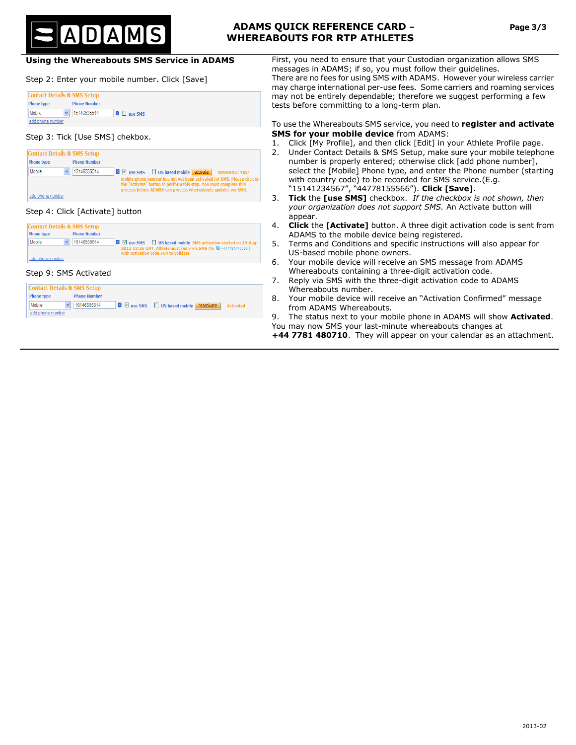## Using the Whereabouts SMS Service in ADAMS

Step 2: Enter your mobile number. Click [Save]

Step 3: Tick [Use SMS] chekbox.

Step 4: Click [Activate] button

Step 9: SMS Activated

First, you need to ensure that your Custodian organization allows SMS messages in ADAMS; if so, you must follow their guidelines.
There are no fees for using SMS with ADAMS. However your wireless carrier may charge international per-use fees. Some carriers and roaming services may not be entirely dependable; therefore we suggest performing a few tests before committing to a long-term plan.

To use the Whereabouts SMS service, you need to **register and activate SMS for your mobile device** from ADAMS:

1. Click [My Profile], and then click [Edit] in your Athlete Profile page.
2. Under Contact Details & SMS Setup, make sure your mobile telephone number is properly entered; otherwise click [add phone number], select the [Mobile] Phone type, and enter the Phone number (starting with country code) to be recorded for SMS service.(E.g. “15141234567”, “44778155566”). **Click [Save]**.
3. **Tick** the **[use SMS]** checkbox. *If the checkbox is not shown, then your organization does not support SMS.* An Activate button will appear.
4. **Click** the **[Activate]** button. A three digit activation code is sent from ADAMS to the mobile device being registered.
5. Terms and Conditions and specific instructions will also appear for US-based mobile phone owners.
6. Your mobile device will receive an SMS message from ADAMS Whereabouts containing a three-digit activation code.
7. Reply via SMS with the three-digit activation code to ADAMS Whereabouts number.
8. Your mobile device will receive an “Activation Confirmed” message from ADAMS Whereabouts.
9. The status next to your mobile phone in ADAMS will show **Activated**.

You may now SMS your last-minute whereabouts changes at **+44 7781 480710**. They will appear on your calendar as an attachment.

2013-02